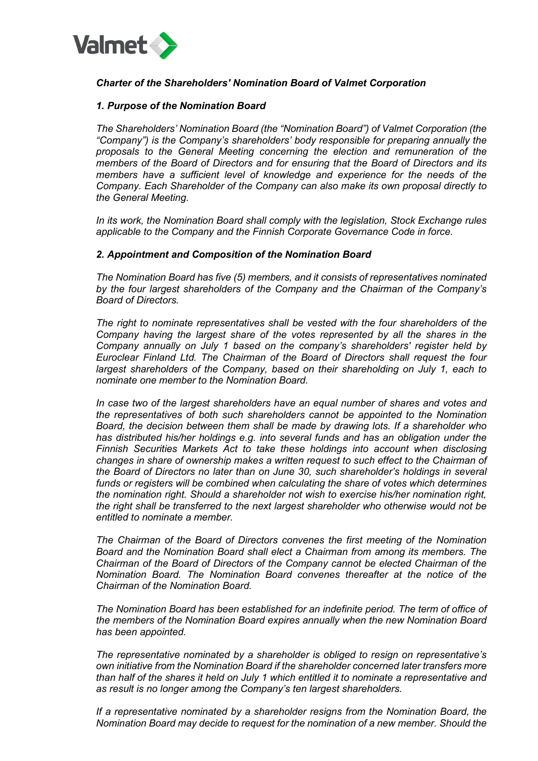***Charter of the Shareholders' Nomination Board of Valmet Corporation***

***1. Purpose of the Nomination Board***

*The Shareholders' Nomination Board (the "Nomination Board") of Valmet Corporation (the "Company") is the Company's shareholders' body responsible for preparing annually the proposals to the General Meeting concerning the election and remuneration of the members of the Board of Directors and for ensuring that the Board of Directors and its members have a sufficient level of knowledge and experience for the needs of the Company. Each Shareholder of the Company can also make its own proposal directly to the General Meeting.*

*In its work, the Nomination Board shall comply with the legislation, Stock Exchange rules applicable to the Company and the Finnish Corporate Governance Code in force.*

***2. Appointment and Composition of the Nomination Board***

*The Nomination Board has five (5) members, and it consists of representatives nominated by the four largest shareholders of the Company and the Chairman of the Company's Board of Directors.*

*The right to nominate representatives shall be vested with the four shareholders of the Company having the largest share of the votes represented by all the shares in the Company annually on July 1 based on the company's shareholders' register held by Euroclear Finland Ltd. The Chairman of the Board of Directors shall request the four largest shareholders of the Company, based on their shareholding on July 1, each to nominate one member to the Nomination Board.*

*In case two of the largest shareholders have an equal number of shares and votes and the representatives of both such shareholders cannot be appointed to the Nomination Board, the decision between them shall be made by drawing lots. If a shareholder who has distributed his/her holdings e.g. into several funds and has an obligation under the Finnish Securities Markets Act to take these holdings into account when disclosing changes in share of ownership makes a written request to such effect to the Chairman of the Board of Directors no later than on June 30, such shareholder's holdings in several funds or registers will be combined when calculating the share of votes which determines the nomination right. Should a shareholder not wish to exercise his/her nomination right, the right shall be transferred to the next largest shareholder who otherwise would not be entitled to nominate a member.*

*The Chairman of the Board of Directors convenes the first meeting of the Nomination Board and the Nomination Board shall elect a Chairman from among its members. The Chairman of the Board of Directors of the Company cannot be elected Chairman of the Nomination Board. The Nomination Board convenes thereafter at the notice of the Chairman of the Nomination Board.*

*The Nomination Board has been established for an indefinite period. The term of office of the members of the Nomination Board expires annually when the new Nomination Board has been appointed.*

*The representative nominated by a shareholder is obliged to resign on representative's own initiative from the Nomination Board if the shareholder concerned later transfers more than half of the shares it held on July 1 which entitled it to nominate a representative and as result is no longer among the Company's ten largest shareholders.*

*If a representative nominated by a shareholder resigns from the Nomination Board, the Nomination Board may decide to request for the nomination of a new member. Should the*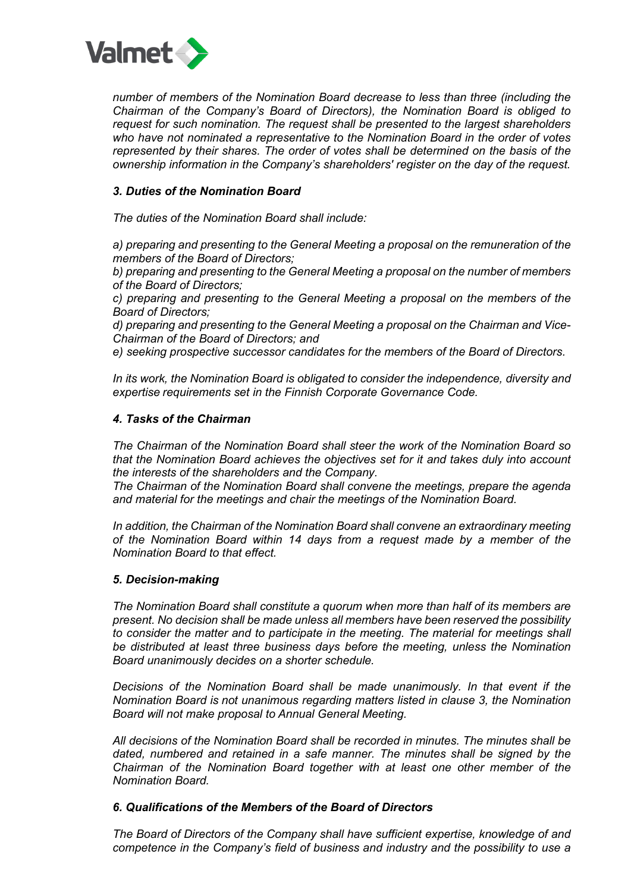*number of members of the Nomination Board decrease to less than three (including the Chairman of the Company's Board of Directors), the Nomination Board is obliged to request for such nomination. The request shall be presented to the largest shareholders who have not nominated a representative to the Nomination Board in the order of votes represented by their shares. The order of votes shall be determined on the basis of the ownership information in the Company's shareholders' register on the day of the request.*

### *3. Duties of the Nomination Board*

*The duties of the Nomination Board shall include:*

*a) preparing and presenting to the General Meeting a proposal on the remuneration of the members of the Board of Directors;*
*b) preparing and presenting to the General Meeting a proposal on the number of members of the Board of Directors;*
*c) preparing and presenting to the General Meeting a proposal on the members of the Board of Directors;*
*d) preparing and presenting to the General Meeting a proposal on the Chairman and Vice-Chairman of the Board of Directors; and*
*e) seeking prospective successor candidates for the members of the Board of Directors.*

*In its work, the Nomination Board is obligated to consider the independence, diversity and expertise requirements set in the Finnish Corporate Governance Code.*

### *4. Tasks of the Chairman*

*The Chairman of the Nomination Board shall steer the work of the Nomination Board so that the Nomination Board achieves the objectives set for it and takes duly into account the interests of the shareholders and the Company.*
*The Chairman of the Nomination Board shall convene the meetings, prepare the agenda and material for the meetings and chair the meetings of the Nomination Board.*

*In addition, the Chairman of the Nomination Board shall convene an extraordinary meeting of the Nomination Board within 14 days from a request made by a member of the Nomination Board to that effect.*

### *5. Decision-making*

*The Nomination Board shall constitute a quorum when more than half of its members are present. No decision shall be made unless all members have been reserved the possibility to consider the matter and to participate in the meeting. The material for meetings shall be distributed at least three business days before the meeting, unless the Nomination Board unanimously decides on a shorter schedule.*

*Decisions of the Nomination Board shall be made unanimously. In that event if the Nomination Board is not unanimous regarding matters listed in clause 3, the Nomination Board will not make proposal to Annual General Meeting.*

*All decisions of the Nomination Board shall be recorded in minutes. The minutes shall be dated, numbered and retained in a safe manner. The minutes shall be signed by the Chairman of the Nomination Board together with at least one other member of the Nomination Board.*

### *6. Qualifications of the Members of the Board of Directors*

*The Board of Directors of the Company shall have sufficient expertise, knowledge of and competence in the Company's field of business and industry and the possibility to use a*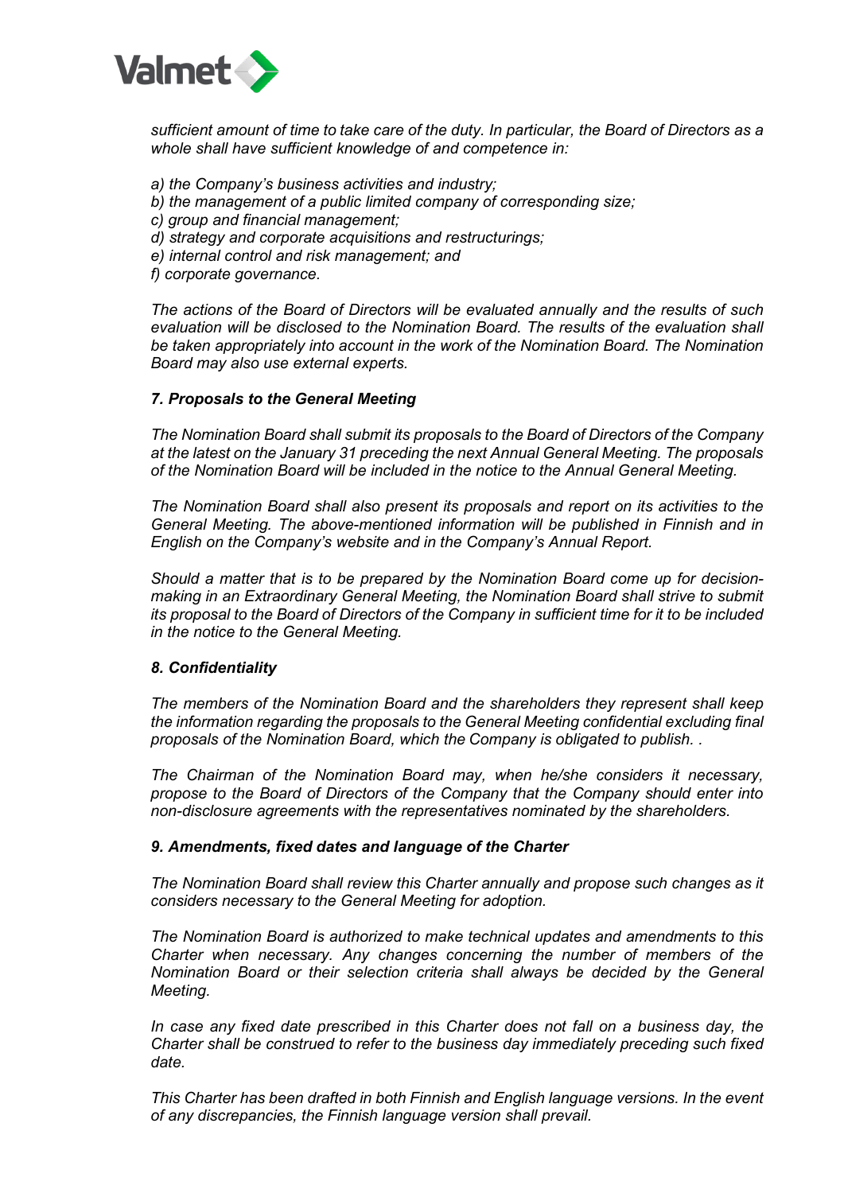*sufficient amount of time to take care of the duty. In particular, the Board of Directors as a whole shall have sufficient knowledge of and competence in:*

*a) the Company's business activities and industry;*
*b) the management of a public limited company of corresponding size;*
*c) group and financial management;*
*d) strategy and corporate acquisitions and restructurings;*
*e) internal control and risk management; and*
*f) corporate governance.*

*The actions of the Board of Directors will be evaluated annually and the results of such evaluation will be disclosed to the Nomination Board. The results of the evaluation shall be taken appropriately into account in the work of the Nomination Board. The Nomination Board may also use external experts.*

### *7. Proposals to the General Meeting*

*The Nomination Board shall submit its proposals to the Board of Directors of the Company at the latest on the January 31 preceding the next Annual General Meeting. The proposals of the Nomination Board will be included in the notice to the Annual General Meeting.*

*The Nomination Board shall also present its proposals and report on its activities to the General Meeting. The above-mentioned information will be published in Finnish and in English on the Company's website and in the Company's Annual Report.*

*Should a matter that is to be prepared by the Nomination Board come up for decision-making in an Extraordinary General Meeting, the Nomination Board shall strive to submit its proposal to the Board of Directors of the Company in sufficient time for it to be included in the notice to the General Meeting.*

### *8. Confidentiality*

*The members of the Nomination Board and the shareholders they represent shall keep the information regarding the proposals to the General Meeting confidential excluding final proposals of the Nomination Board, which the Company is obligated to publish. .*

*The Chairman of the Nomination Board may, when he/she considers it necessary, propose to the Board of Directors of the Company that the Company should enter into non-disclosure agreements with the representatives nominated by the shareholders.*

### *9. Amendments, fixed dates and language of the Charter*

*The Nomination Board shall review this Charter annually and propose such changes as it considers necessary to the General Meeting for adoption.*

*The Nomination Board is authorized to make technical updates and amendments to this Charter when necessary. Any changes concerning the number of members of the Nomination Board or their selection criteria shall always be decided by the General Meeting.*

*In case any fixed date prescribed in this Charter does not fall on a business day, the Charter shall be construed to refer to the business day immediately preceding such fixed date.*

*This Charter has been drafted in both Finnish and English language versions. In the event of any discrepancies, the Finnish language version shall prevail.*